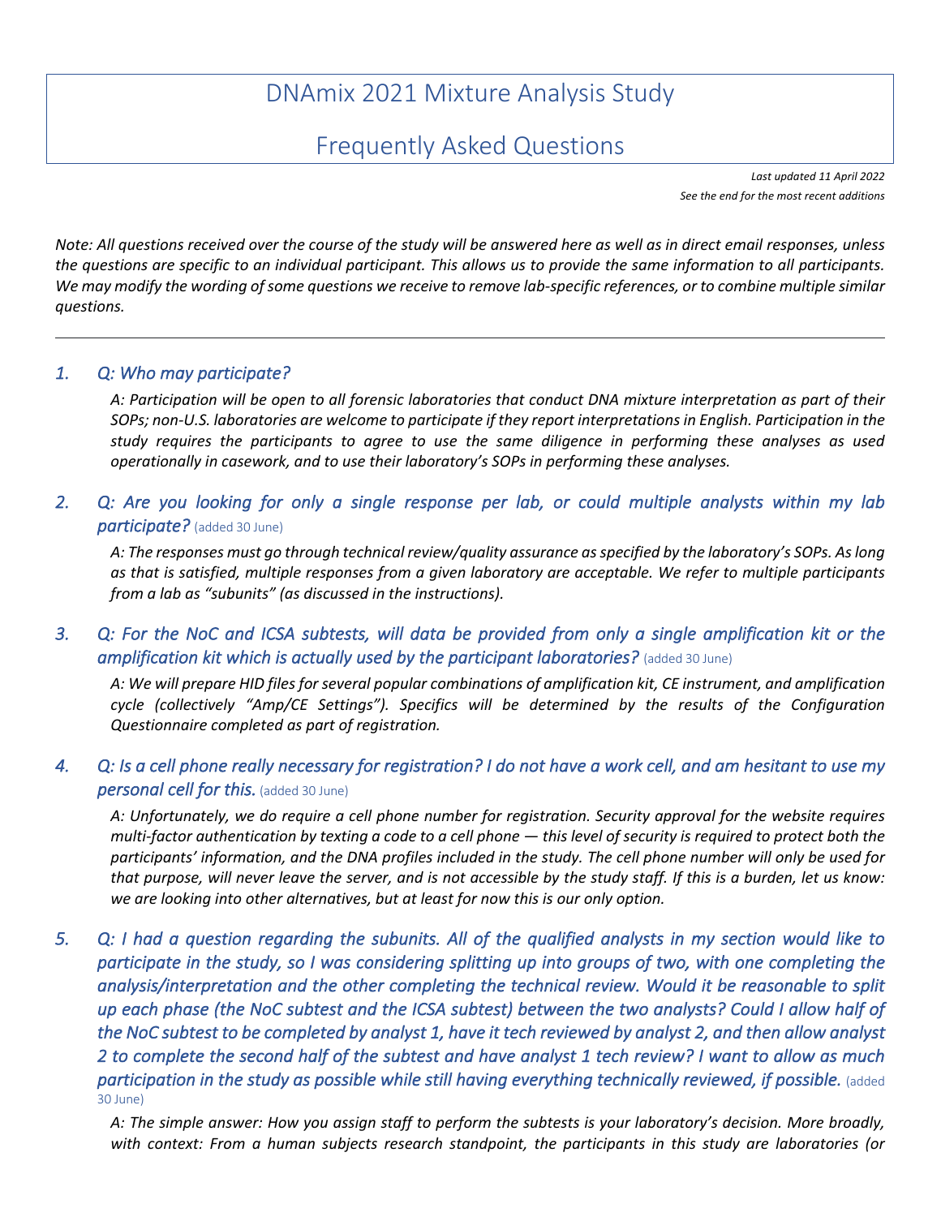# DNAmix 2021 Mixture Analysis Study

## Frequently Asked Questions

*Last updated 11 April 2022*
*See the end for the most recent additions*

*Note: All questions received over the course of the study will be answered here as well as in direct email responses, unless the questions are specific to an individual participant. This allows us to provide the same information to all participants. We may modify the wording of some questions we receive to remove lab-specific references, or to combine multiple similar questions.*

---

### 1. *Q: Who may participate?*

*A: Participation will be open to all forensic laboratories that conduct DNA mixture interpretation as part of their SOPs; non-U.S. laboratories are welcome to participate if they report interpretations in English. Participation in the study requires the participants to agree to use the same diligence in performing these analyses as used operationally in casework, and to use their laboratory's SOPs in performing these analyses.*

### 2. *Q: Are you looking for only a single response per lab, or could multiple analysts within my lab participate?* (added 30 June)

*A: The responses must go through technical review/quality assurance as specified by the laboratory's SOPs. As long as that is satisfied, multiple responses from a given laboratory are acceptable. We refer to multiple participants from a lab as "subunits" (as discussed in the instructions).*

### 3. *Q: For the NoC and ICSA subtests, will data be provided from only a single amplification kit or the amplification kit which is actually used by the participant laboratories?* (added 30 June)

*A: We will prepare HID files for several popular combinations of amplification kit, CE instrument, and amplification cycle (collectively "Amp/CE Settings"). Specifics will be determined by the results of the Configuration Questionnaire completed as part of registration.*

### 4. *Q: Is a cell phone really necessary for registration? I do not have a work cell, and am hesitant to use my personal cell for this.* (added 30 June)

*A: Unfortunately, we do require a cell phone number for registration. Security approval for the website requires multi-factor authentication by texting a code to a cell phone — this level of security is required to protect both the participants' information, and the DNA profiles included in the study. The cell phone number will only be used for that purpose, will never leave the server, and is not accessible by the study staff. If this is a burden, let us know: we are looking into other alternatives, but at least for now this is our only option.*

### 5. *Q: I had a question regarding the subunits. All of the qualified analysts in my section would like to participate in the study, so I was considering splitting up into groups of two, with one completing the analysis/interpretation and the other completing the technical review. Would it be reasonable to split up each phase (the NoC subtest and the ICSA subtest) between the two analysts? Could I allow half of the NoC subtest to be completed by analyst 1, have it tech reviewed by analyst 2, and then allow analyst 2 to complete the second half of the subtest and have analyst 1 tech review? I want to allow as much participation in the study as possible while still having everything technically reviewed, if possible.* (added 30 June)

*A: The simple answer: How you assign staff to perform the subtests is your laboratory's decision. More broadly, with context: From a human subjects research standpoint, the participants in this study are laboratories (or*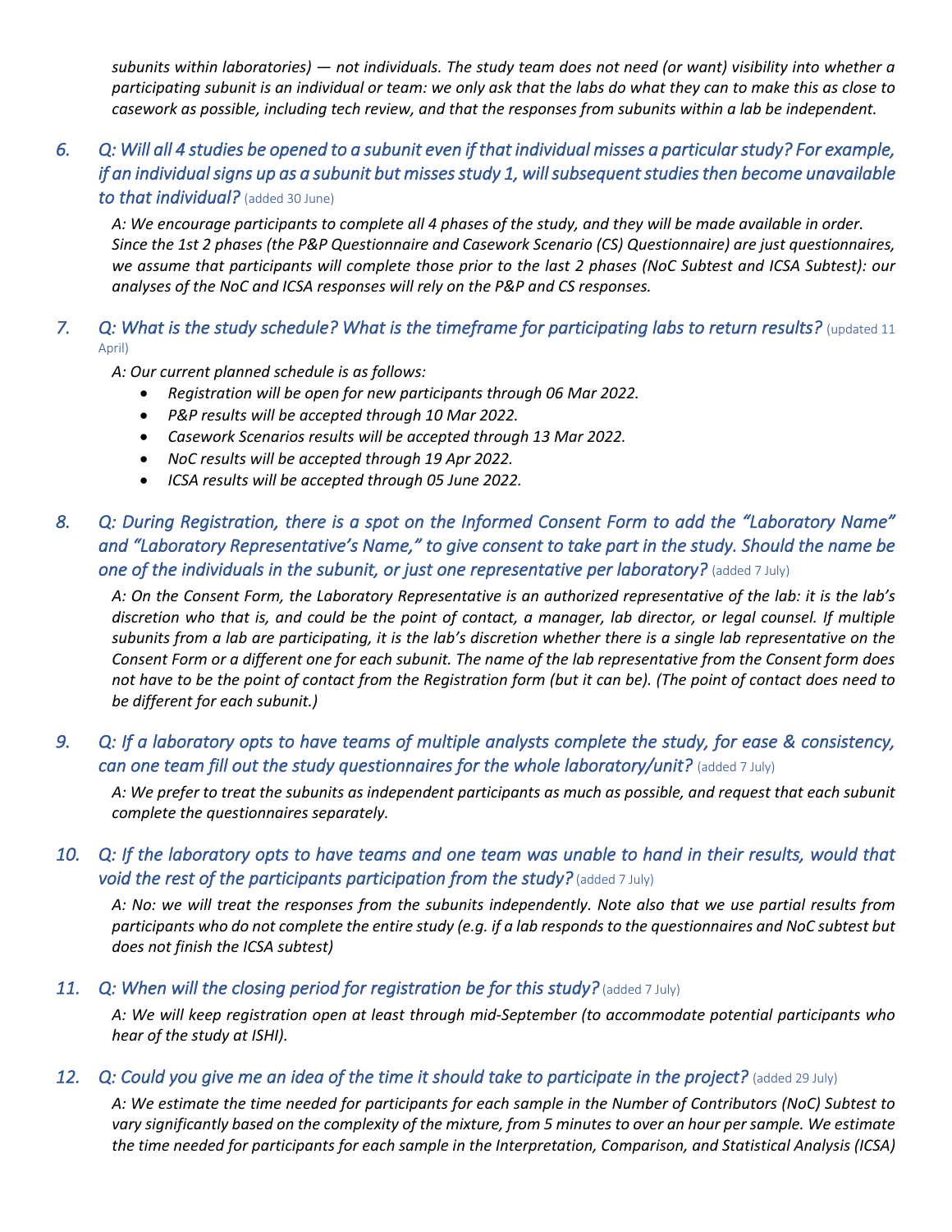*subunits within laboratories) — not individuals. The study team does not need (or want) visibility into whether a participating subunit is an individual or team: we only ask that the labs do what they can to make this as close to casework as possible, including tech review, and that the responses from subunits within a lab be independent.*

6. *Q: Will all 4 studies be opened to a subunit even if that individual misses a particular study? For example, if an individual signs up as a subunit but misses study 1, will subsequent studies then become unavailable to that individual?* (added 30 June)

   *A: We encourage participants to complete all 4 phases of the study, and they will be made available in order. Since the 1st 2 phases (the P&P Questionnaire and Casework Scenario (CS) Questionnaire) are just questionnaires, we assume that participants will complete those prior to the last 2 phases (NoC Subtest and ICSA Subtest): our analyses of the NoC and ICSA responses will rely on the P&P and CS responses.*

7. *Q: What is the study schedule? What is the timeframe for participating labs to return results?* (updated 11 April)

   *A: Our current planned schedule is as follows:*
   - *Registration will be open for new participants through 06 Mar 2022.*
   - *P&P results will be accepted through 10 Mar 2022.*
   - *Casework Scenarios results will be accepted through 13 Mar 2022.*
   - *NoC results will be accepted through 19 Apr 2022.*
   - *ICSA results will be accepted through 05 June 2022.*

8. *Q: During Registration, there is a spot on the Informed Consent Form to add the "Laboratory Name" and "Laboratory Representative's Name," to give consent to take part in the study. Should the name be one of the individuals in the subunit, or just one representative per laboratory?* (added 7 July)

   *A: On the Consent Form, the Laboratory Representative is an authorized representative of the lab: it is the lab's discretion who that is, and could be the point of contact, a manager, lab director, or legal counsel. If multiple subunits from a lab are participating, it is the lab's discretion whether there is a single lab representative on the Consent Form or a different one for each subunit. The name of the lab representative from the Consent form does not have to be the point of contact from the Registration form (but it can be). (The point of contact does need to be different for each subunit.)*

9. *Q: If a laboratory opts to have teams of multiple analysts complete the study, for ease & consistency, can one team fill out the study questionnaires for the whole laboratory/unit?* (added 7 July)

   *A: We prefer to treat the subunits as independent participants as much as possible, and request that each subunit complete the questionnaires separately.*

10. *Q: If the laboratory opts to have teams and one team was unable to hand in their results, would that void the rest of the participants participation from the study?* (added 7 July)

    *A: No: we will treat the responses from the subunits independently. Note also that we use partial results from participants who do not complete the entire study (e.g. if a lab responds to the questionnaires and NoC subtest but does not finish the ICSA subtest)*

11. *Q: When will the closing period for registration be for this study?* (added 7 July)

    *A: We will keep registration open at least through mid-September (to accommodate potential participants who hear of the study at ISHI).*

12. *Q: Could you give me an idea of the time it should take to participate in the project?* (added 29 July)

    *A: We estimate the time needed for participants for each sample in the Number of Contributors (NoC) Subtest to vary significantly based on the complexity of the mixture, from 5 minutes to over an hour per sample. We estimate the time needed for participants for each sample in the Interpretation, Comparison, and Statistical Analysis (ICSA)*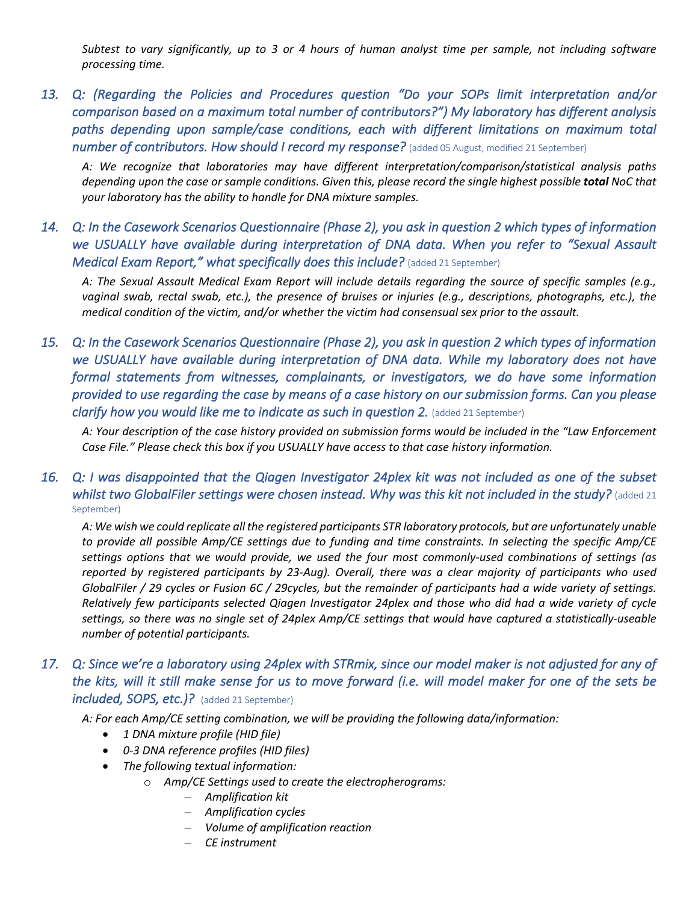*Subtest to vary significantly, up to 3 or 4 hours of human analyst time per sample, not including software processing time.*

13. *Q: (Regarding the Policies and Procedures question "Do your SOPs limit interpretation and/or comparison based on a maximum total number of contributors?") My laboratory has different analysis paths depending upon sample/case conditions, each with different limitations on maximum total number of contributors. How should I record my response?* (added 05 August, modified 21 September)

    *A: We recognize that laboratories may have different interpretation/comparison/statistical analysis paths depending upon the case or sample conditions. Given this, please record the single highest possible **total** NoC that your laboratory has the ability to handle for DNA mixture samples.*

14. *Q: In the Casework Scenarios Questionnaire (Phase 2), you ask in question 2 which types of information we USUALLY have available during interpretation of DNA data. When you refer to "Sexual Assault Medical Exam Report," what specifically does this include?* (added 21 September)

    *A: The Sexual Assault Medical Exam Report will include details regarding the source of specific samples (e.g., vaginal swab, rectal swab, etc.), the presence of bruises or injuries (e.g., descriptions, photographs, etc.), the medical condition of the victim, and/or whether the victim had consensual sex prior to the assault.*

15. *Q: In the Casework Scenarios Questionnaire (Phase 2), you ask in question 2 which types of information we USUALLY have available during interpretation of DNA data. While my laboratory does not have formal statements from witnesses, complainants, or investigators, we do have some information provided to use regarding the case by means of a case history on our submission forms. Can you please clarify how you would like me to indicate as such in question 2.* (added 21 September)

    *A: Your description of the case history provided on submission forms would be included in the "Law Enforcement Case File." Please check this box if you USUALLY have access to that case history information.*

16. *Q: I was disappointed that the Qiagen Investigator 24plex kit was not included as one of the subset whilst two GlobalFiler settings were chosen instead. Why was this kit not included in the study?* (added 21 September)

    *A: We wish we could replicate all the registered participants STR laboratory protocols, but are unfortunately unable to provide all possible Amp/CE settings due to funding and time constraints. In selecting the specific Amp/CE settings options that we would provide, we used the four most commonly-used combinations of settings (as reported by registered participants by 23-Aug). Overall, there was a clear majority of participants who used GlobalFiler / 29 cycles or Fusion 6C / 29cycles, but the remainder of participants had a wide variety of settings. Relatively few participants selected Qiagen Investigator 24plex and those who did had a wide variety of cycle settings, so there was no single set of 24plex Amp/CE settings that would have captured a statistically-useable number of potential participants.*

17. *Q: Since we're a laboratory using 24plex with STRmix, since our model maker is not adjusted for any of the kits, will it still make sense for us to move forward (i.e. will model maker for one of the sets be included, SOPS, etc.)?* (added 21 September)

    *A: For each Amp/CE setting combination, we will be providing the following data/information:*

    - *1 DNA mixture profile (HID file)*
    - *0-3 DNA reference profiles (HID files)*
    - *The following textual information:*
        - *Amp/CE Settings used to create the electropherograms:*
            - *Amplification kit*
            - *Amplification cycles*
            - *Volume of amplification reaction*
            - *CE instrument*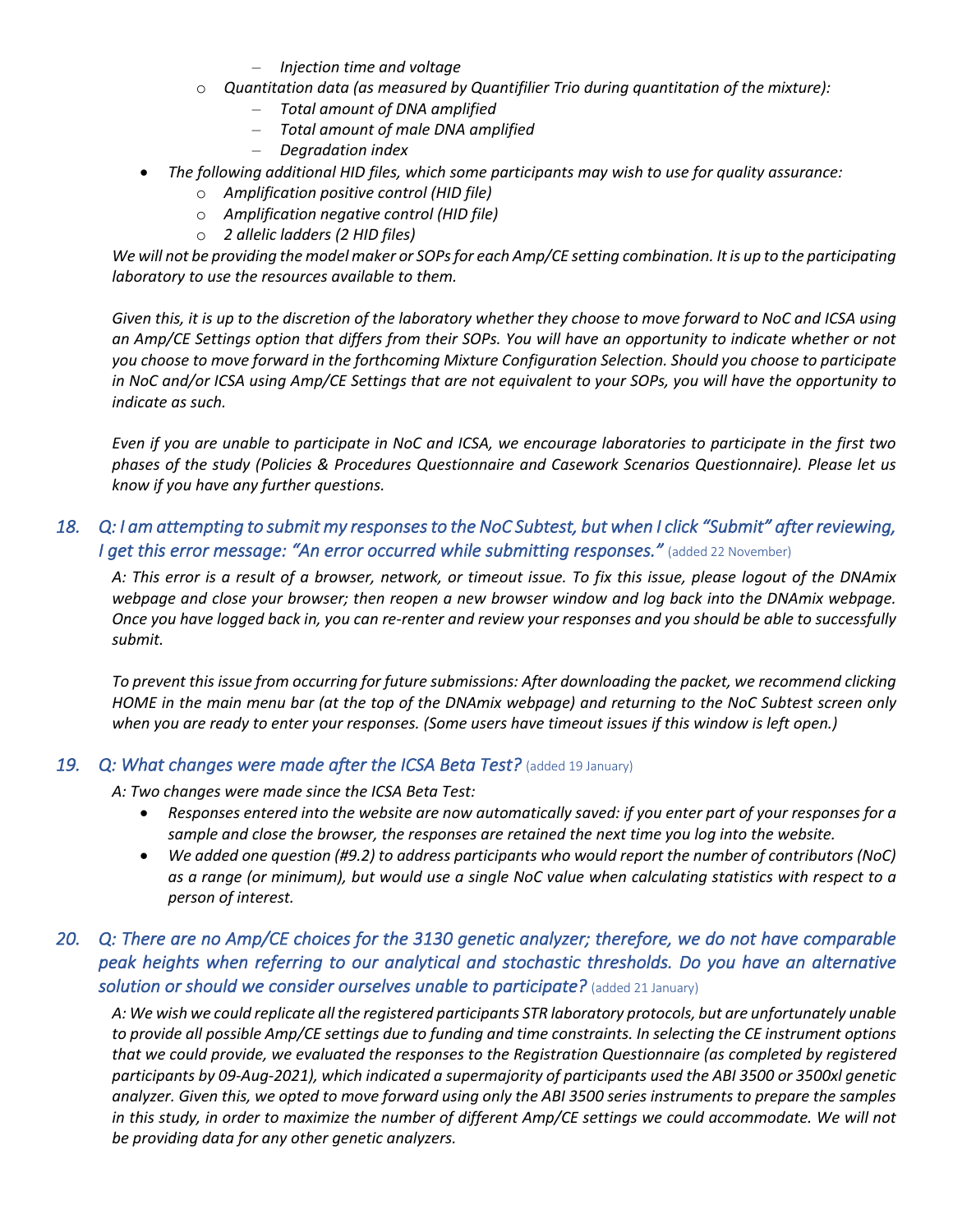- *Injection time and voltage*
    - *Quantitation data (as measured by Quantifiler Trio during quantitation of the mixture):*
      - *Total amount of DNA amplified*
      - *Total amount of male DNA amplified*
      - *Degradation index*
- *The following additional HID files, which some participants may wish to use for quality assurance:*
    - *Amplification positive control (HID file)*
    - *Amplification negative control (HID file)*
    - *2 allelic ladders (2 HID files)*

*We will not be providing the model maker or SOPs for each Amp/CE setting combination. It is up to the participating laboratory to use the resources available to them.*

*Given this, it is up to the discretion of the laboratory whether they choose to move forward to NoC and ICSA using an Amp/CE Settings option that differs from their SOPs. You will have an opportunity to indicate whether or not you choose to move forward in the forthcoming Mixture Configuration Selection. Should you choose to participate in NoC and/or ICSA using Amp/CE Settings that are not equivalent to your SOPs, you will have the opportunity to indicate as such.*

*Even if you are unable to participate in NoC and ICSA, we encourage laboratories to participate in the first two phases of the study (Policies & Procedures Questionnaire and Casework Scenarios Questionnaire). Please let us know if you have any further questions.*

## 18. *Q: I am attempting to submit my responses to the NoC Subtest, but when I click "Submit" after reviewing, I get this error message: "An error occurred while submitting responses."* (added 22 November)

*A: This error is a result of a browser, network, or timeout issue. To fix this issue, please logout of the DNAmix webpage and close your browser; then reopen a new browser window and log back into the DNAmix webpage. Once you have logged back in, you can re-renter and review your responses and you should be able to successfully submit.*

*To prevent this issue from occurring for future submissions: After downloading the packet, we recommend clicking HOME in the main menu bar (at the top of the DNAmix webpage) and returning to the NoC Subtest screen only when you are ready to enter your responses. (Some users have timeout issues if this window is left open.)*

## 19. *Q: What changes were made after the ICSA Beta Test?* (added 19 January)

*A: Two changes were made since the ICSA Beta Test:*

- *Responses entered into the website are now automatically saved: if you enter part of your responses for a sample and close the browser, the responses are retained the next time you log into the website.*
- *We added one question (#9.2) to address participants who would report the number of contributors (NoC) as a range (or minimum), but would use a single NoC value when calculating statistics with respect to a person of interest.*

## 20. *Q: There are no Amp/CE choices for the 3130 genetic analyzer; therefore, we do not have comparable peak heights when referring to our analytical and stochastic thresholds. Do you have an alternative solution or should we consider ourselves unable to participate?* (added 21 January)

*A: We wish we could replicate all the registered participants STR laboratory protocols, but are unfortunately unable to provide all possible Amp/CE settings due to funding and time constraints. In selecting the CE instrument options that we could provide, we evaluated the responses to the Registration Questionnaire (as completed by registered participants by 09-Aug-2021), which indicated a supermajority of participants used the ABI 3500 or 3500xl genetic analyzer. Given this, we opted to move forward using only the ABI 3500 series instruments to prepare the samples in this study, in order to maximize the number of different Amp/CE settings we could accommodate. We will not be providing data for any other genetic analyzers.*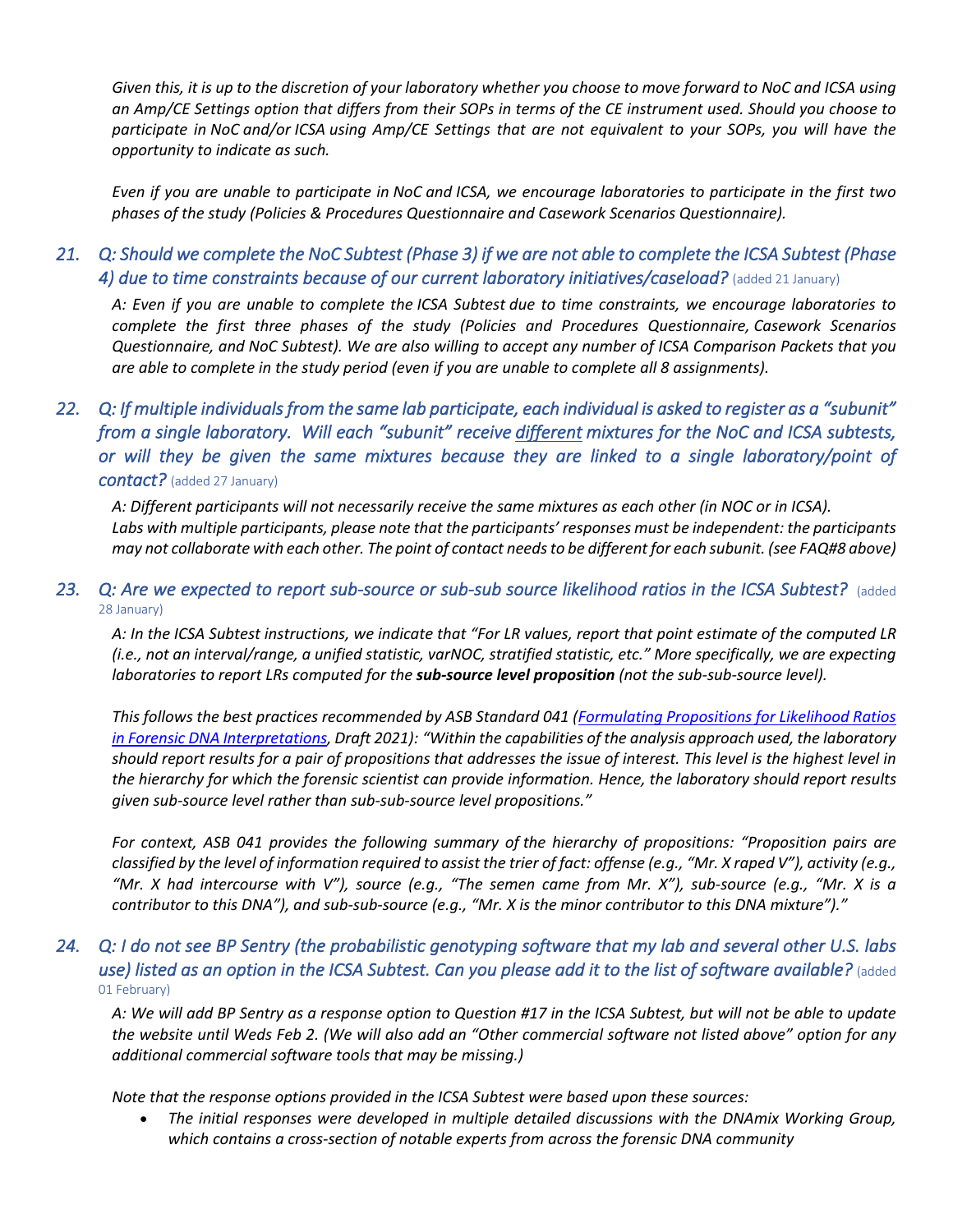*Given this, it is up to the discretion of your laboratory whether you choose to move forward to NoC and ICSA using an Amp/CE Settings option that differs from their SOPs in terms of the CE instrument used. Should you choose to participate in NoC and/or ICSA using Amp/CE Settings that are not equivalent to your SOPs, you will have the opportunity to indicate as such.*

*Even if you are unable to participate in NoC and ICSA, we encourage laboratories to participate in the first two phases of the study (Policies & Procedures Questionnaire and Casework Scenarios Questionnaire).*

### 21. *Q: Should we complete the NoC Subtest (Phase 3) if we are not able to complete the ICSA Subtest (Phase 4) due to time constraints because of our current laboratory initiatives/caseload?* (added 21 January)

*A: Even if you are unable to complete the ICSA Subtest due to time constraints, we encourage laboratories to complete the first three phases of the study (Policies and Procedures Questionnaire, Casework Scenarios Questionnaire, and NoC Subtest). We are also willing to accept any number of ICSA Comparison Packets that you are able to complete in the study period (even if you are unable to complete all 8 assignments).*

### 22. *Q: If multiple individuals from the same lab participate, each individual is asked to register as a "subunit" from a single laboratory. Will each "subunit" receive <u>different</u> mixtures for the NoC and ICSA subtests, or will they be given the same mixtures because they are linked to a single laboratory/point of contact?* (added 27 January)

*A: Different participants will not necessarily receive the same mixtures as each other (in NOC or in ICSA). Labs with multiple participants, please note that the participants' responses must be independent: the participants may not collaborate with each other. The point of contact needs to be different for each subunit. (see FAQ#8 above)*

### 23. *Q: Are we expected to report sub-source or sub-sub source likelihood ratios in the ICSA Subtest?* (added 28 January)

*A: In the ICSA Subtest instructions, we indicate that "For LR values, report that point estimate of the computed LR (i.e., not an interval/range, a unified statistic, varNOC, stratified statistic, etc." More specifically, we are expecting laboratories to report LRs computed for the **sub-source level proposition** (not the sub-sub-source level).*

*This follows the best practices recommended by ASB Standard 041 ([Formulating Propositions for Likelihood Ratios in Forensic DNA Interpretations](), Draft 2021): "Within the capabilities of the analysis approach used, the laboratory should report results for a pair of propositions that addresses the issue of interest. This level is the highest level in the hierarchy for which the forensic scientist can provide information. Hence, the laboratory should report results given sub-source level rather than sub-sub-source level propositions."*

*For context, ASB 041 provides the following summary of the hierarchy of propositions: "Proposition pairs are classified by the level of information required to assist the trier of fact: offense (e.g., "Mr. X raped V"), activity (e.g., "Mr. X had intercourse with V"), source (e.g., "The semen came from Mr. X"), sub-source (e.g., "Mr. X is a contributor to this DNA"), and sub-sub-source (e.g., "Mr. X is the minor contributor to this DNA mixture")."*

### 24. *Q: I do not see BP Sentry (the probabilistic genotyping software that my lab and several other U.S. labs use) listed as an option in the ICSA Subtest. Can you please add it to the list of software available?* (added 01 February)

*A: We will add BP Sentry as a response option to Question #17 in the ICSA Subtest, but will not be able to update the website until Weds Feb 2. (We will also add an "Other commercial software not listed above" option for any additional commercial software tools that may be missing.)*

*Note that the response options provided in the ICSA Subtest were based upon these sources:*

- *The initial responses were developed in multiple detailed discussions with the DNAmix Working Group, which contains a cross-section of notable experts from across the forensic DNA community*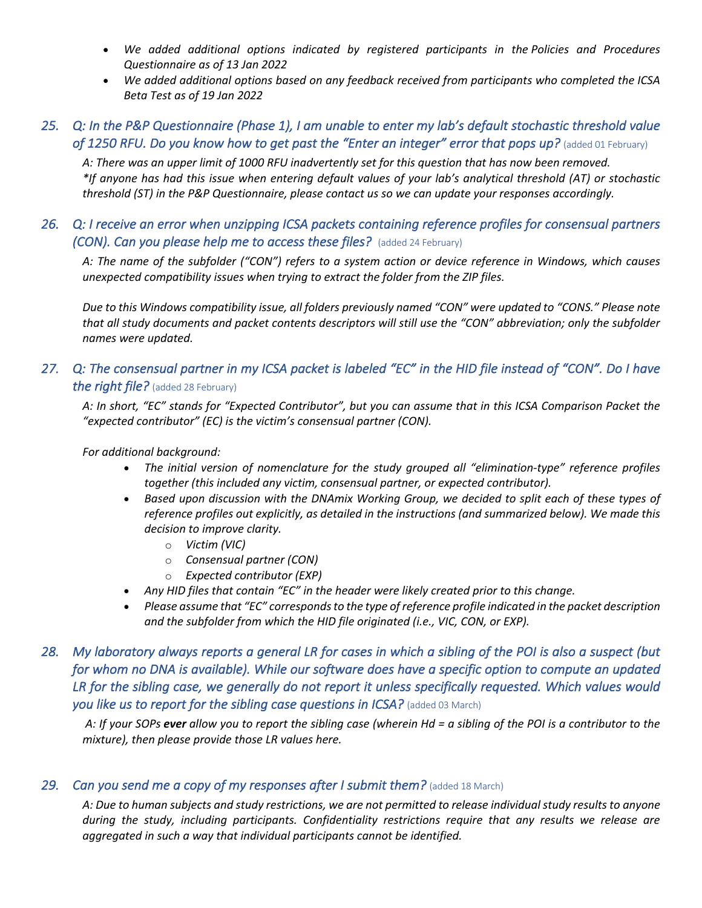- *We added additional options indicated by registered participants in the Policies and Procedures Questionnaire as of 13 Jan 2022*
- *We added additional options based on any feedback received from participants who completed the ICSA Beta Test as of 19 Jan 2022*

### 25. *Q: In the P&P Questionnaire (Phase 1), I am unable to enter my lab's default stochastic threshold value of 1250 RFU. Do you know how to get past the "Enter an integer" error that pops up?* (added 01 February)

*A: There was an upper limit of 1000 RFU inadvertently set for this question that has now been removed.*
*\*If anyone has had this issue when entering default values of your lab's analytical threshold (AT) or stochastic threshold (ST) in the P&P Questionnaire, please contact us so we can update your responses accordingly.*

### 26. *Q: I receive an error when unzipping ICSA packets containing reference profiles for consensual partners (CON). Can you please help me to access these files?* (added 24 February)

*A: The name of the subfolder ("CON") refers to a system action or device reference in Windows, which causes unexpected compatibility issues when trying to extract the folder from the ZIP files.*

*Due to this Windows compatibility issue, all folders previously named "CON" were updated to "CONS." Please note that all study documents and packet contents descriptors will still use the "CON" abbreviation; only the subfolder names were updated.*

### 27. *Q: The consensual partner in my ICSA packet is labeled "EC" in the HID file instead of "CON". Do I have the right file?* (added 28 February)

*A: In short, "EC" stands for "Expected Contributor", but you can assume that in this ICSA Comparison Packet the "expected contributor" (EC) is the victim's consensual partner (CON).*

*For additional background:*

- *The initial version of nomenclature for the study grouped all "elimination-type" reference profiles together (this included any victim, consensual partner, or expected contributor).*
- *Based upon discussion with the DNAmix Working Group, we decided to split each of these types of reference profiles out explicitly, as detailed in the instructions (and summarized below). We made this decision to improve clarity.*
  - *Victim (VIC)*
  - *Consensual partner (CON)*
  - *Expected contributor (EXP)*
- *Any HID files that contain "EC" in the header were likely created prior to this change.*
- *Please assume that "EC" corresponds to the type of reference profile indicated in the packet description and the subfolder from which the HID file originated (i.e., VIC, CON, or EXP).*

### 28. *My laboratory always reports a general LR for cases in which a sibling of the POI is also a suspect (but for whom no DNA is available). While our software does have a specific option to compute an updated LR for the sibling case, we generally do not report it unless specifically requested. Which values would you like us to report for the sibling case questions in ICSA?* (added 03 March)

*A: If your SOPs* ***ever*** *allow you to report the sibling case (wherein Hd = a sibling of the POI is a contributor to the mixture), then please provide those LR values here.*

### 29. *Can you send me a copy of my responses after I submit them?* (added 18 March)

*A: Due to human subjects and study restrictions, we are not permitted to release individual study results to anyone during the study, including participants. Confidentiality restrictions require that any results we release are aggregated in such a way that individual participants cannot be identified.*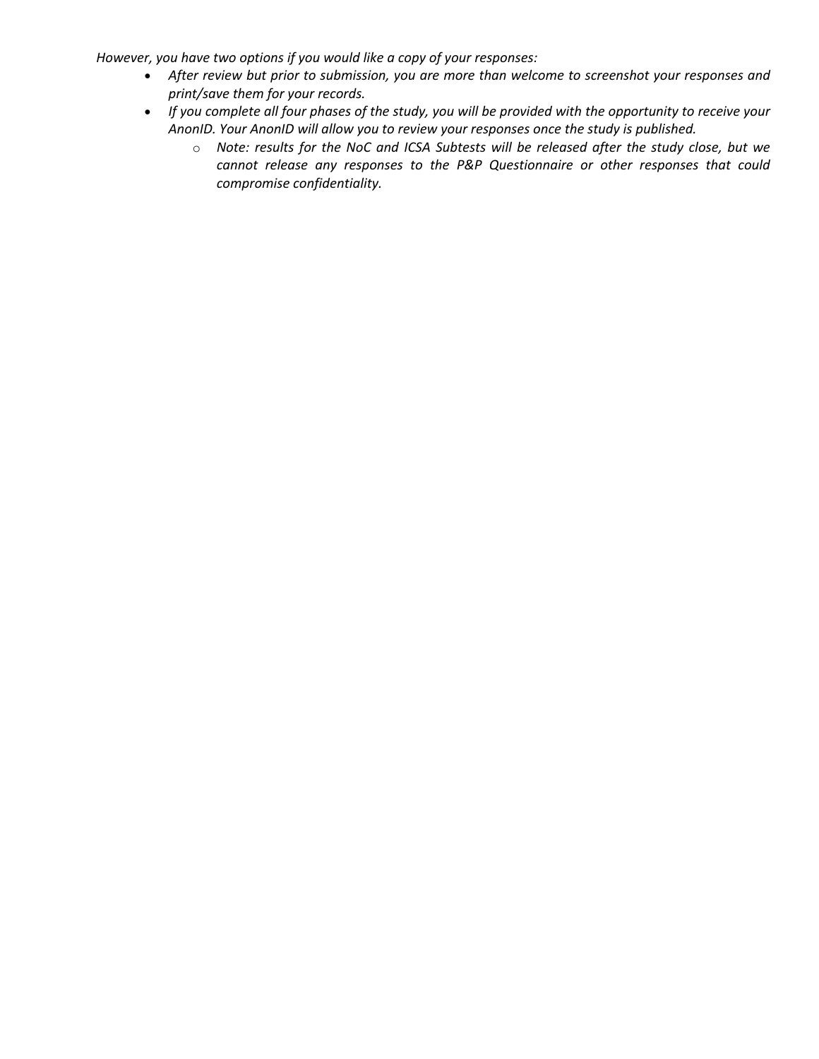*However, you have two options if you would like a copy of your responses:*

- *After review but prior to submission, you are more than welcome to screenshot your responses and print/save them for your records.*
- *If you complete all four phases of the study, you will be provided with the opportunity to receive your AnonID. Your AnonID will allow you to review your responses once the study is published.*
    - *Note: results for the NoC and ICSA Subtests will be released after the study close, but we cannot release any responses to the P&P Questionnaire or other responses that could compromise confidentiality.*